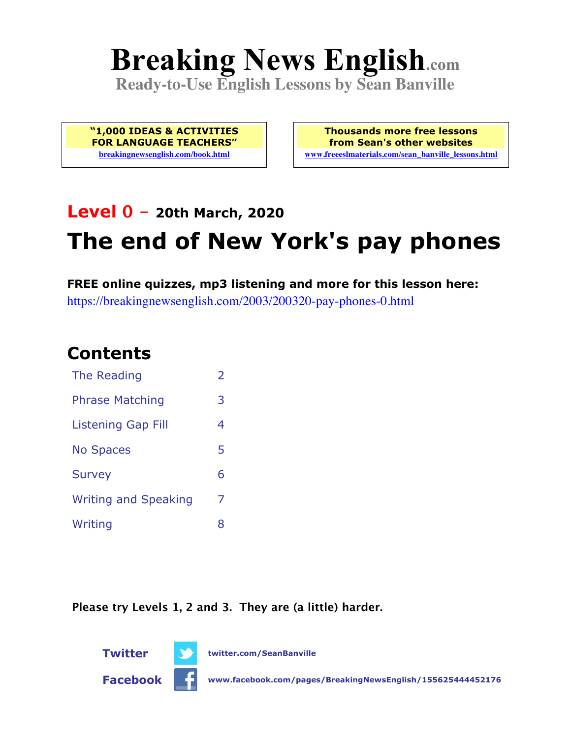# Breaking News English.com

**Ready-to-Use English Lessons by Sean Banville**

**"1,000 IDEAS & ACTIVITIES FOR LANGUAGE TEACHERS"**
breakingnewsenglish.com/book.html

**Thousands more free lessons from Sean's other websites**
www.freeeslmaterials.com/sean_banville_lessons.html

## Level 0 – 20th March, 2020

# The end of New York's pay phones

**FREE online quizzes, mp3 listening and more for this lesson here:**
https://breakingnewsenglish.com/2003/200320-pay-phones-0.html

## Contents

| | |
|---|---|
| The Reading | 2 |
| Phrase Matching | 3 |
| Listening Gap Fill | 4 |
| No Spaces | 5 |
| Survey | 6 |
| Writing and Speaking | 7 |
| Writing | 8 |

**Please try Levels 1, 2 and 3. They are (a little) harder.**

**Twitter** twitter.com/SeanBanville

**Facebook** www.facebook.com/pages/BreakingNewsEnglish/155625444452176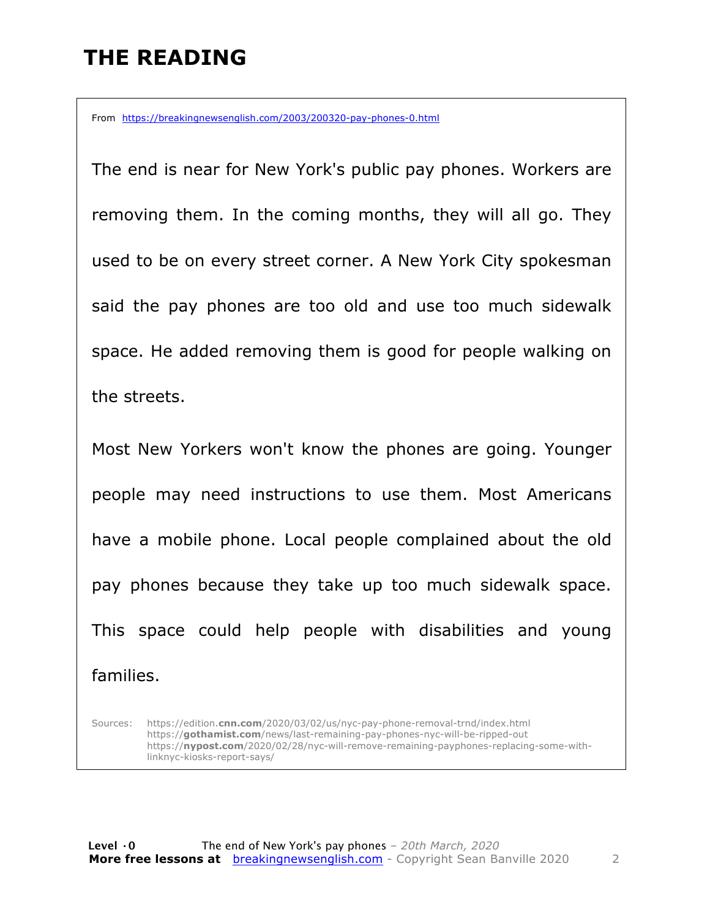# THE READING

From https://breakingnewsenglish.com/2003/200320-pay-phones-0.html

The end is near for New York's public pay phones. Workers are removing them. In the coming months, they will all go. They used to be on every street corner. A New York City spokesman said the pay phones are too old and use too much sidewalk space. He added removing them is good for people walking on the streets.

Most New Yorkers won't know the phones are going. Younger people may need instructions to use them. Most Americans have a mobile phone. Local people complained about the old pay phones because they take up too much sidewalk space. This space could help people with disabilities and young families.

Sources: https://edition.**cnn.com**/2020/03/02/us/nyc-pay-phone-removal-trnd/index.html
https://**gothamist.com**/news/last-remaining-pay-phones-nyc-will-be-ripped-out
https://**nypost.com**/2020/02/28/nyc-will-remove-remaining-payphones-replacing-some-with-linknyc-kiosks-report-says/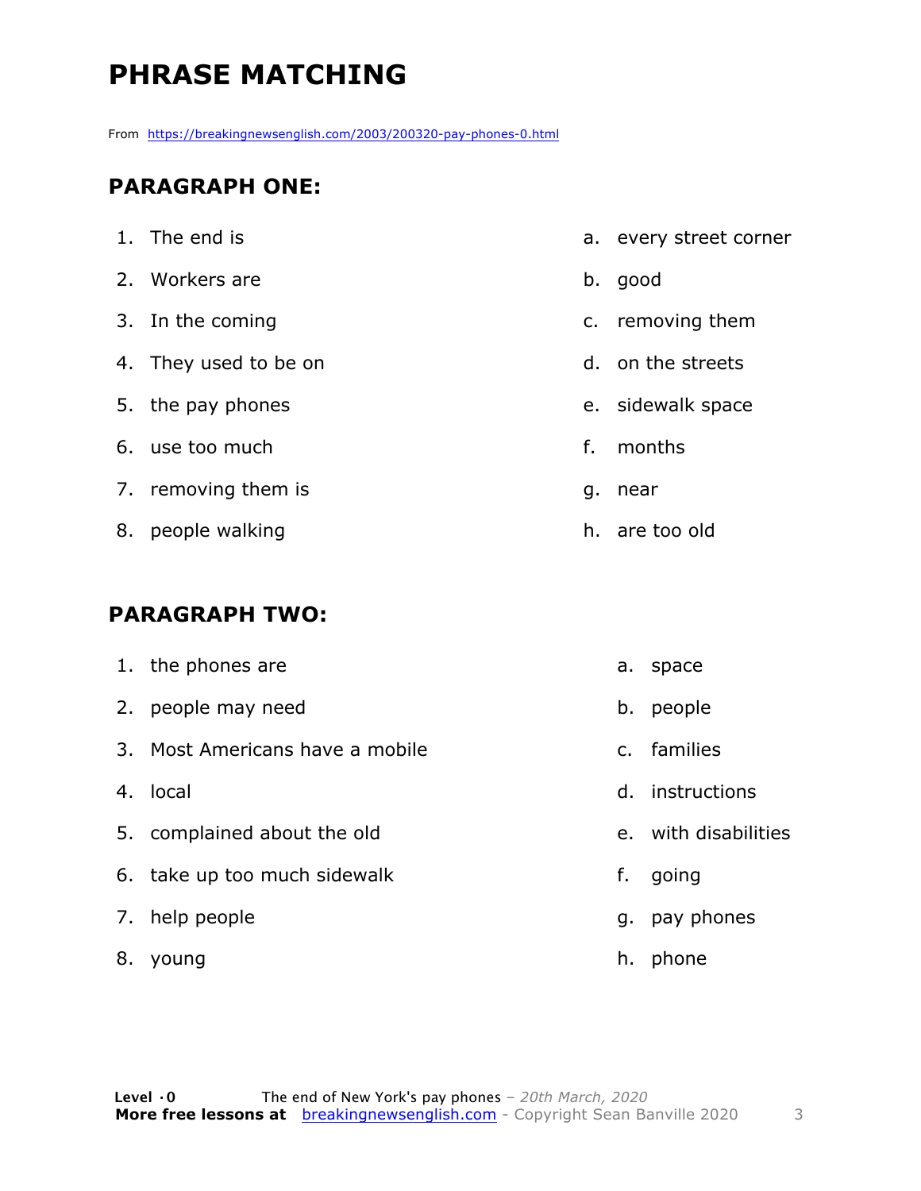# PHRASE MATCHING

From https://breakingnewsenglish.com/2003/200320-pay-phones-0.html

## PARAGRAPH ONE:

1. The end is
2. Workers are
3. In the coming
4. They used to be on
5. the pay phones
6. use too much
7. removing them is
8. people walking

a. every street corner
b. good
c. removing them
d. on the streets
e. sidewalk space
f. months
g. near
h. are too old

## PARAGRAPH TWO:

1. the phones are
2. people may need
3. Most Americans have a mobile
4. local
5. complained about the old
6. take up too much sidewalk
7. help people
8. young

a. space
b. people
c. families
d. instructions
e. with disabilities
f. going
g. pay phones
h. phone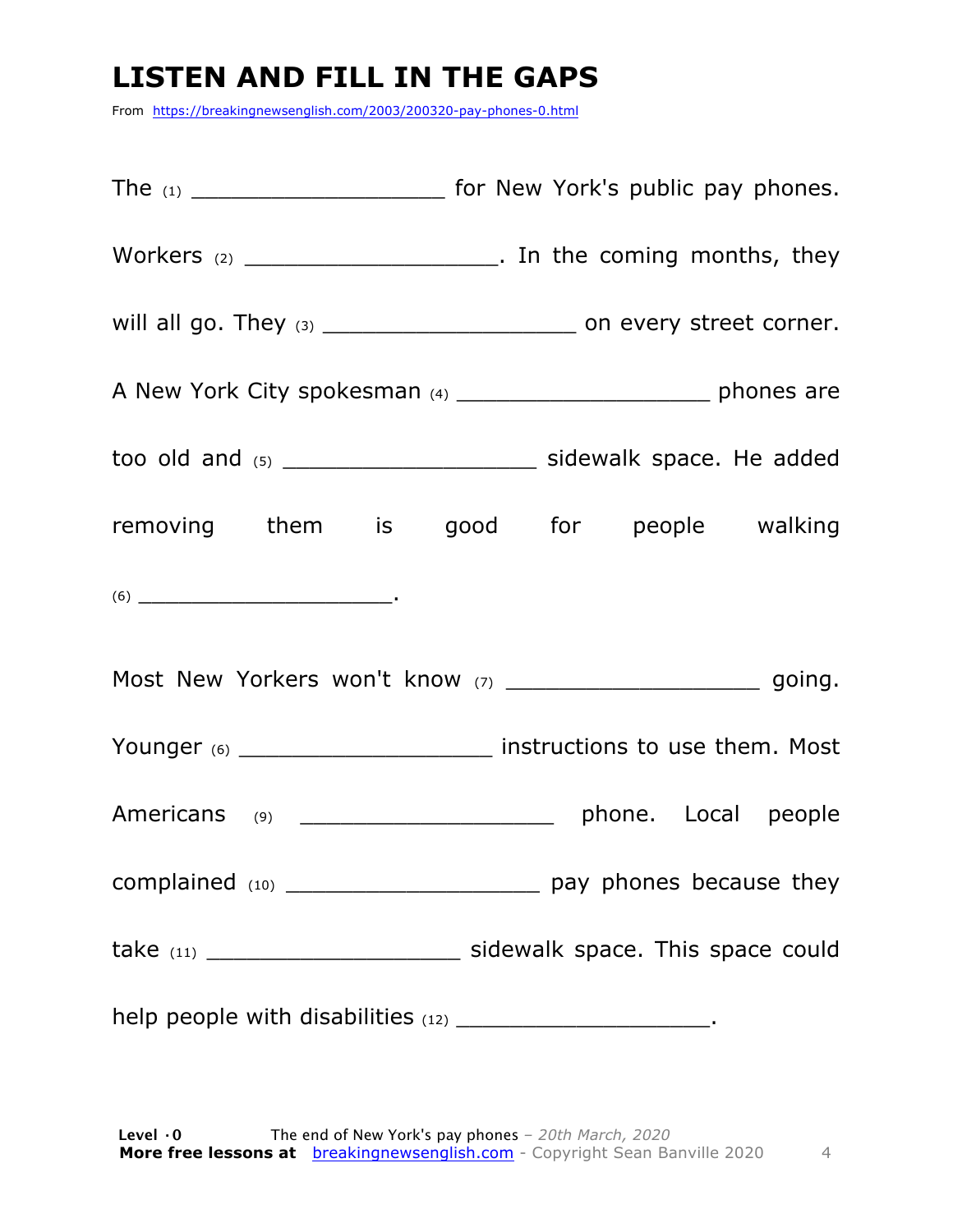# LISTEN AND FILL IN THE GAPS

From https://breakingnewsenglish.com/2003/200320-pay-phones-0.html

The (1) ___________________ for New York's public pay phones. Workers (2) ___________________. In the coming months, they will all go. They (3) ___________________ on every street corner. A New York City spokesman (4) ___________________ phones are too old and (5) ___________________ sidewalk space. He added removing them is good for people walking (6) ___________________.

Most New Yorkers won't know (7) ___________________ going. Younger (6) ___________________ instructions to use them. Most Americans (9) ___________________ phone. Local people complained (10) ___________________ pay phones because they take (11) ___________________ sidewalk space. This space could help people with disabilities (12) ___________________.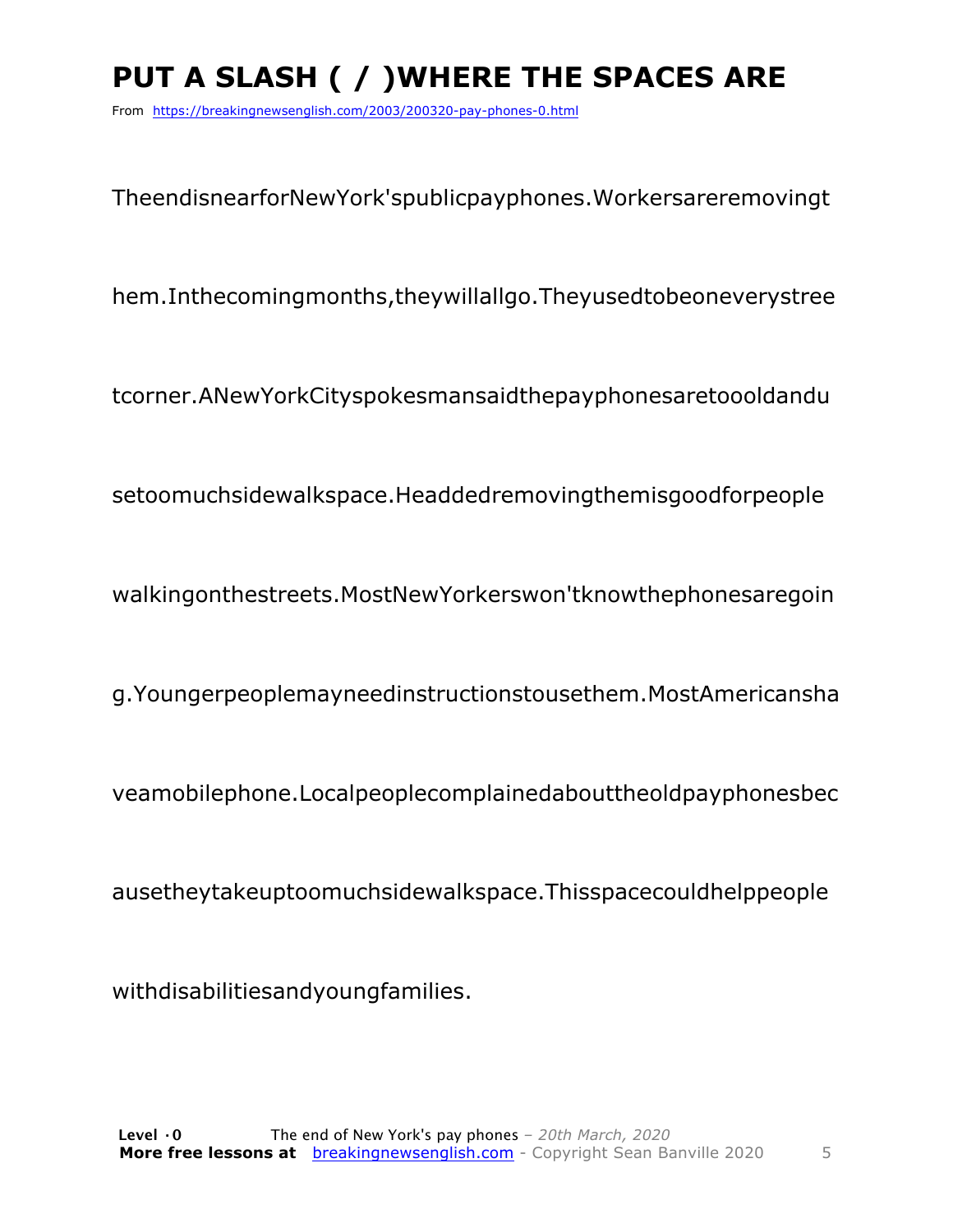# PUT A SLASH ( / )WHERE THE SPACES ARE

From https://breakingnewsenglish.com/2003/200320-pay-phones-0.html

TheendisnearforNewYork'spublicpayphones.Workersareremovingt

hem.Inthecomingmonths,theywillallgo.Theyusedtobeoneverystree

tcorner.ANewYorkCityspokesmansaidthepayphonesaretoooldandu

setoomuchsidewalkspace.Headdedremovingthemisgoodforpeople

walkingonthestreets.MostNewYorkerswon'tknowthephonesaregoin

g.Youngerpeoplemayneedinstructionstousethem.MostAmericansha

veamobilephone.Localpeoplecomplainedabouttheoldpayphonesbec

ausetheytakeuptoomuchsidewalkspace.Thisspacecouldhelppeople

withdisabilitiesandyoungfamilies.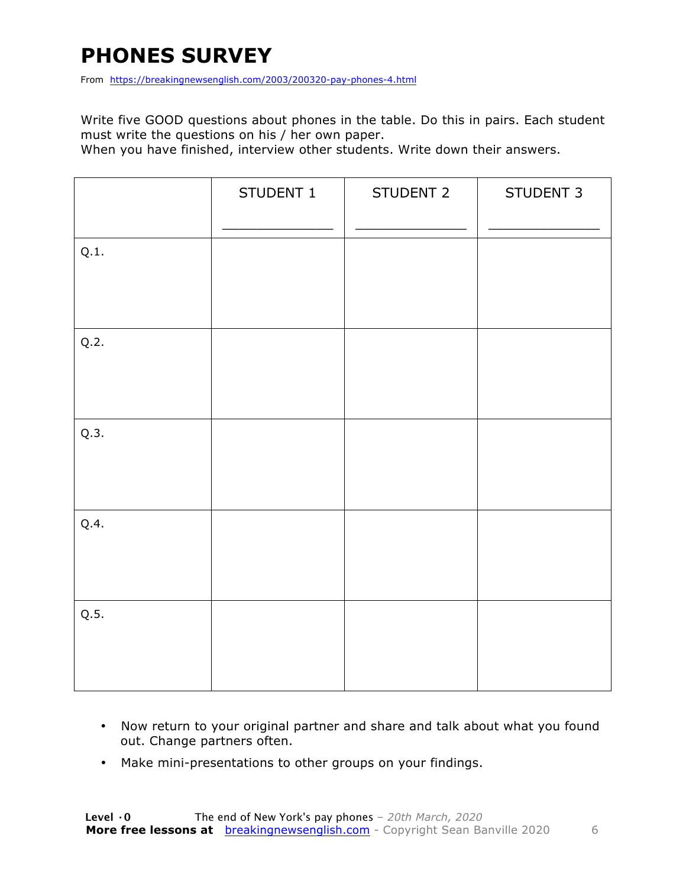# PHONES SURVEY

From https://breakingnewsenglish.com/2003/200320-pay-phones-4.html

Write five GOOD questions about phones in the table. Do this in pairs. Each student must write the questions on his / her own paper.
When you have finished, interview other students. Write down their answers.

| | STUDENT 1 _____________ | STUDENT 2 _____________ | STUDENT 3 _____________ |
|---|---|---|---|
| Q.1. | | | |
| Q.2. | | | |
| Q.3. | | | |
| Q.4. | | | |
| Q.5. | | | |

- Now return to your original partner and share and talk about what you found out. Change partners often.
- Make mini-presentations to other groups on your findings.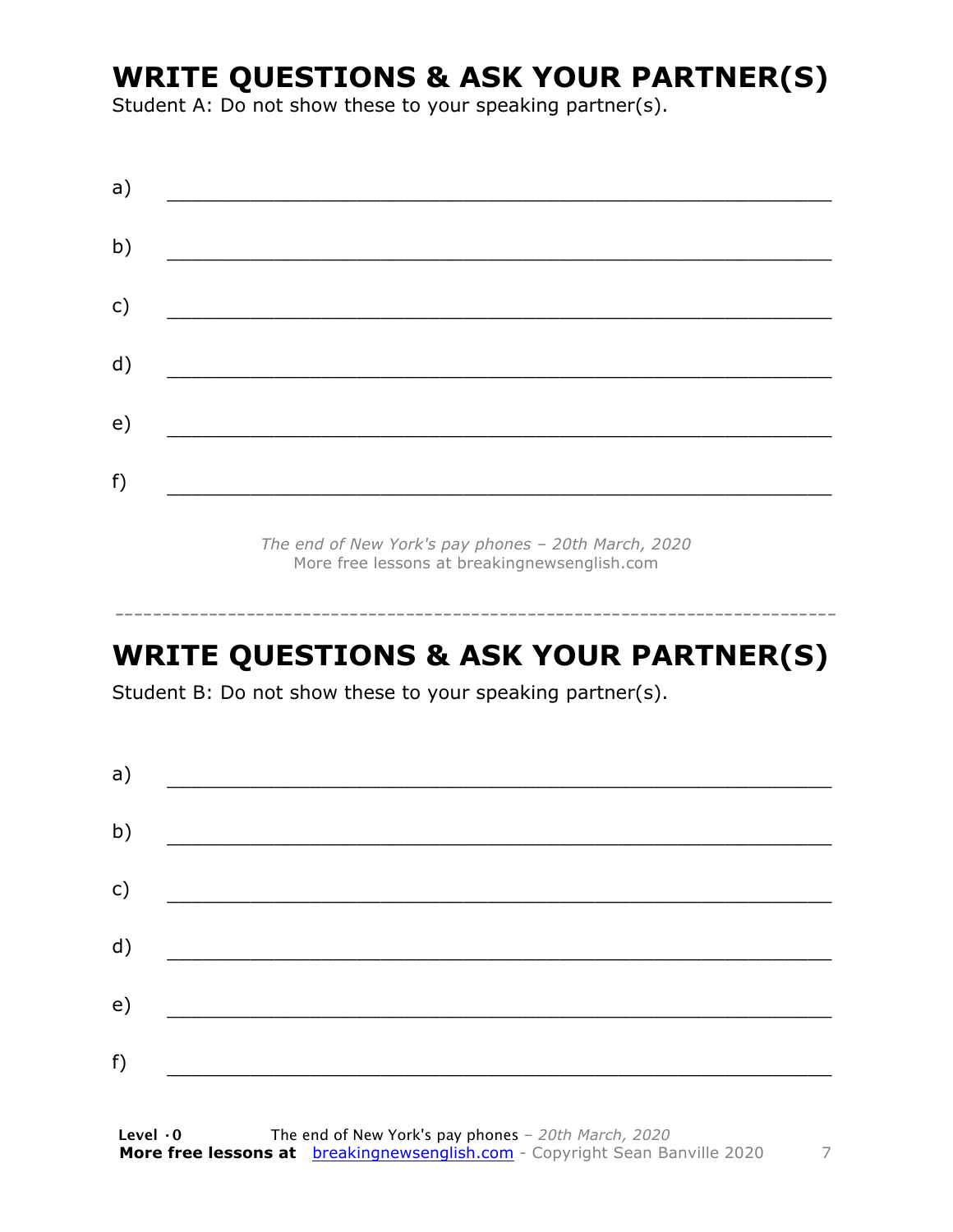# WRITE QUESTIONS & ASK YOUR PARTNER(S)

Student A: Do not show these to your speaking partner(s).

a) ___________________________________________________________

b) ___________________________________________________________

c) ___________________________________________________________

d) ___________________________________________________________

e) ___________________________________________________________

f) ___________________________________________________________

*The end of New York's pay phones – 20th March, 2020*
More free lessons at breakingnewsenglish.com

---

# WRITE QUESTIONS & ASK YOUR PARTNER(S)

Student B: Do not show these to your speaking partner(s).

a) ___________________________________________________________

b) ___________________________________________________________

c) ___________________________________________________________

d) ___________________________________________________________

e) ___________________________________________________________

f) ___________________________________________________________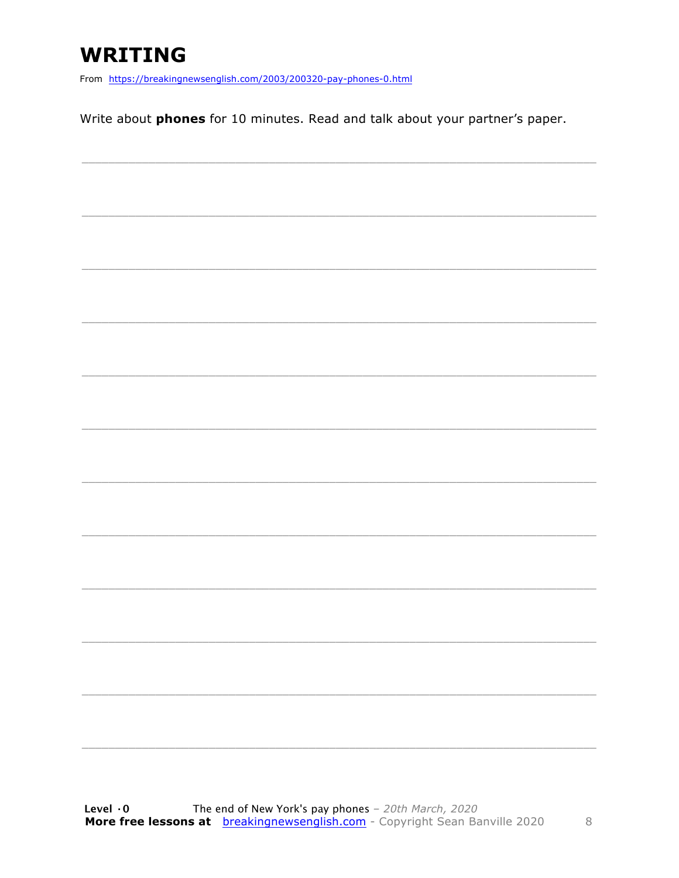# WRITING

From https://breakingnewsenglish.com/2003/200320-pay-phones-0.html

Write about **phones** for 10 minutes. Read and talk about your partner's paper.